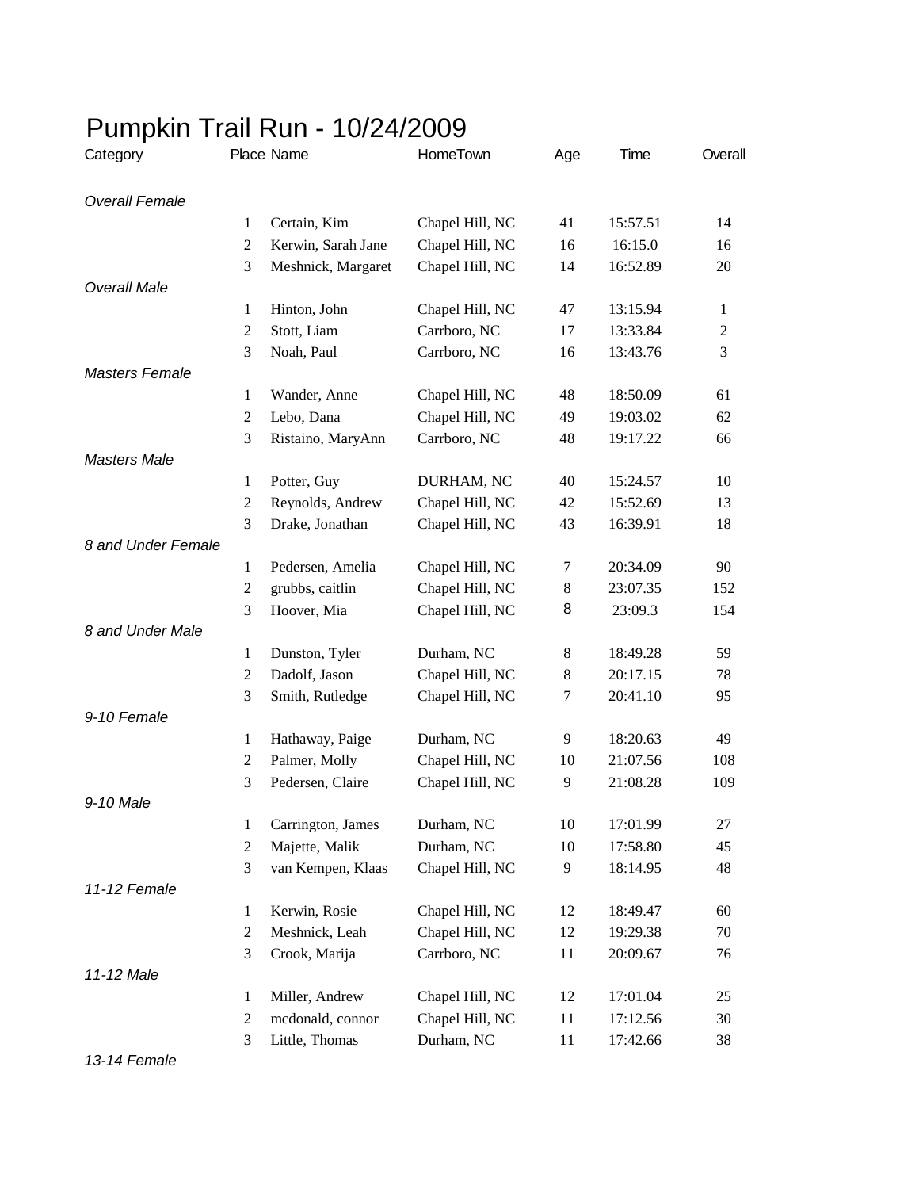# Pumpkin Trail Run - 10/24/2009

| Category | Place | Name | HomeTown | Age | Time | Overall |
|---|---|---|---|---|---|---|
| *Overall Female* | | | | | | |
| | 1 | Certain, Kim | Chapel Hill, NC | 41 | 15:57.51 | 14 |
| | 2 | Kerwin, Sarah Jane | Chapel Hill, NC | 16 | 16:15.0 | 16 |
| | 3 | Meshnick, Margaret | Chapel Hill, NC | 14 | 16:52.89 | 20 |
| *Overall Male* | | | | | | |
| | 1 | Hinton, John | Chapel Hill, NC | 47 | 13:15.94 | 1 |
| | 2 | Stott, Liam | Carrboro, NC | 17 | 13:33.84 | 2 |
| | 3 | Noah, Paul | Carrboro, NC | 16 | 13:43.76 | 3 |
| *Masters Female* | | | | | | |
| | 1 | Wander, Anne | Chapel Hill, NC | 48 | 18:50.09 | 61 |
| | 2 | Lebo, Dana | Chapel Hill, NC | 49 | 19:03.02 | 62 |
| | 3 | Ristaino, MaryAnn | Carrboro, NC | 48 | 19:17.22 | 66 |
| *Masters Male* | | | | | | |
| | 1 | Potter, Guy | DURHAM, NC | 40 | 15:24.57 | 10 |
| | 2 | Reynolds, Andrew | Chapel Hill, NC | 42 | 15:52.69 | 13 |
| | 3 | Drake, Jonathan | Chapel Hill, NC | 43 | 16:39.91 | 18 |
| *8 and Under Female* | | | | | | |
| | 1 | Pedersen, Amelia | Chapel Hill, NC | 7 | 20:34.09 | 90 |
| | 2 | grubbs, caitlin | Chapel Hill, NC | 8 | 23:07.35 | 152 |
| | 3 | Hoover, Mia | Chapel Hill, NC | 8 | 23:09.3 | 154 |
| *8 and Under Male* | | | | | | |
| | 1 | Dunston, Tyler | Durham, NC | 8 | 18:49.28 | 59 |
| | 2 | Dadolf, Jason | Chapel Hill, NC | 8 | 20:17.15 | 78 |
| | 3 | Smith, Rutledge | Chapel Hill, NC | 7 | 20:41.10 | 95 |
| *9-10 Female* | | | | | | |
| | 1 | Hathaway, Paige | Durham, NC | 9 | 18:20.63 | 49 |
| | 2 | Palmer, Molly | Chapel Hill, NC | 10 | 21:07.56 | 108 |
| | 3 | Pedersen, Claire | Chapel Hill, NC | 9 | 21:08.28 | 109 |
| *9-10 Male* | | | | | | |
| | 1 | Carrington, James | Durham, NC | 10 | 17:01.99 | 27 |
| | 2 | Majette, Malik | Durham, NC | 10 | 17:58.80 | 45 |
| | 3 | van Kempen, Klaas | Chapel Hill, NC | 9 | 18:14.95 | 48 |
| *11-12 Female* | | | | | | |
| | 1 | Kerwin, Rosie | Chapel Hill, NC | 12 | 18:49.47 | 60 |
| | 2 | Meshnick, Leah | Chapel Hill, NC | 12 | 19:29.38 | 70 |
| | 3 | Crook, Marija | Carrboro, NC | 11 | 20:09.67 | 76 |
| *11-12 Male* | | | | | | |
| | 1 | Miller, Andrew | Chapel Hill, NC | 12 | 17:01.04 | 25 |
| | 2 | mcdonald, connor | Chapel Hill, NC | 11 | 17:12.56 | 30 |
| | 3 | Little, Thomas | Durham, NC | 11 | 17:42.66 | 38 |
| *13-14 Female* | | | | | | |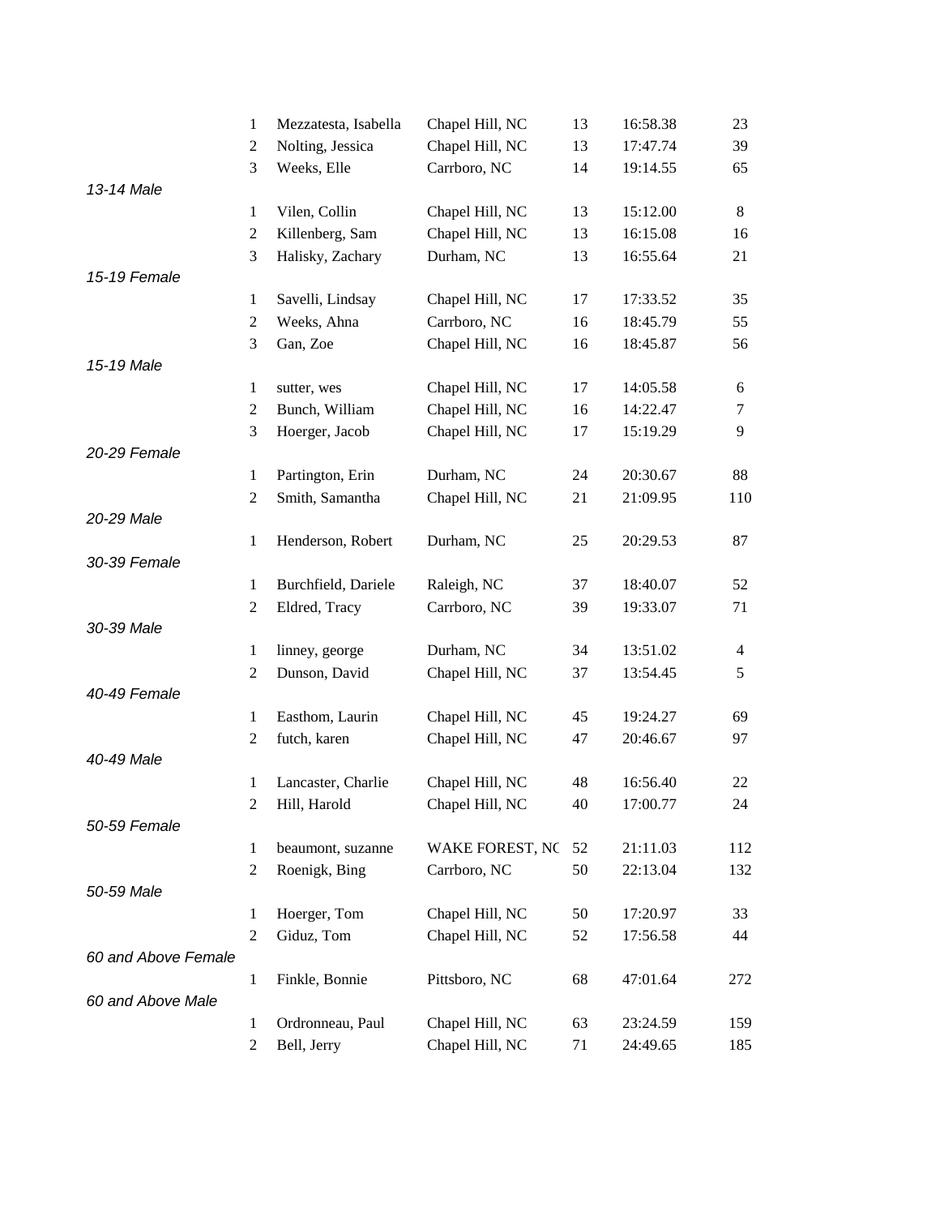| | | | | | | |
|---|---|---|---|---|---|---|
| | 1 | Mezzatesta, Isabella | Chapel Hill, NC | 13 | 16:58.38 | 23 |
| | 2 | Nolting, Jessica | Chapel Hill, NC | 13 | 17:47.74 | 39 |
| | 3 | Weeks, Elle | Carrboro, NC | 14 | 19:14.55 | 65 |
| *13-14 Male* | | | | | | |
| | 1 | Vilen, Collin | Chapel Hill, NC | 13 | 15:12.00 | 8 |
| | 2 | Killenberg, Sam | Chapel Hill, NC | 13 | 16:15.08 | 16 |
| | 3 | Halisky, Zachary | Durham, NC | 13 | 16:55.64 | 21 |
| *15-19 Female* | | | | | | |
| | 1 | Savelli, Lindsay | Chapel Hill, NC | 17 | 17:33.52 | 35 |
| | 2 | Weeks, Ahna | Carrboro, NC | 16 | 18:45.79 | 55 |
| | 3 | Gan, Zoe | Chapel Hill, NC | 16 | 18:45.87 | 56 |
| *15-19 Male* | | | | | | |
| | 1 | sutter, wes | Chapel Hill, NC | 17 | 14:05.58 | 6 |
| | 2 | Bunch, William | Chapel Hill, NC | 16 | 14:22.47 | 7 |
| | 3 | Hoerger, Jacob | Chapel Hill, NC | 17 | 15:19.29 | 9 |
| *20-29 Female* | | | | | | |
| | 1 | Partington, Erin | Durham, NC | 24 | 20:30.67 | 88 |
| | 2 | Smith, Samantha | Chapel Hill, NC | 21 | 21:09.95 | 110 |
| *20-29 Male* | | | | | | |
| | 1 | Henderson, Robert | Durham, NC | 25 | 20:29.53 | 87 |
| *30-39 Female* | | | | | | |
| | 1 | Burchfield, Dariele | Raleigh, NC | 37 | 18:40.07 | 52 |
| | 2 | Eldred, Tracy | Carrboro, NC | 39 | 19:33.07 | 71 |
| *30-39 Male* | | | | | | |
| | 1 | linney, george | Durham, NC | 34 | 13:51.02 | 4 |
| | 2 | Dunson, David | Chapel Hill, NC | 37 | 13:54.45 | 5 |
| *40-49 Female* | | | | | | |
| | 1 | Easthom, Laurin | Chapel Hill, NC | 45 | 19:24.27 | 69 |
| | 2 | futch, karen | Chapel Hill, NC | 47 | 20:46.67 | 97 |
| *40-49 Male* | | | | | | |
| | 1 | Lancaster, Charlie | Chapel Hill, NC | 48 | 16:56.40 | 22 |
| | 2 | Hill, Harold | Chapel Hill, NC | 40 | 17:00.77 | 24 |
| *50-59 Female* | | | | | | |
| | 1 | beaumont, suzanne | WAKE FOREST, NC | 52 | 21:11.03 | 112 |
| | 2 | Roenigk, Bing | Carrboro, NC | 50 | 22:13.04 | 132 |
| *50-59 Male* | | | | | | |
| | 1 | Hoerger, Tom | Chapel Hill, NC | 50 | 17:20.97 | 33 |
| | 2 | Giduz, Tom | Chapel Hill, NC | 52 | 17:56.58 | 44 |
| *60 and Above Female* | | | | | | |
| | 1 | Finkle, Bonnie | Pittsboro, NC | 68 | 47:01.64 | 272 |
| *60 and Above Male* | | | | | | |
| | 1 | Ordronneau, Paul | Chapel Hill, NC | 63 | 23:24.59 | 159 |
| | 2 | Bell, Jerry | Chapel Hill, NC | 71 | 24:49.65 | 185 |